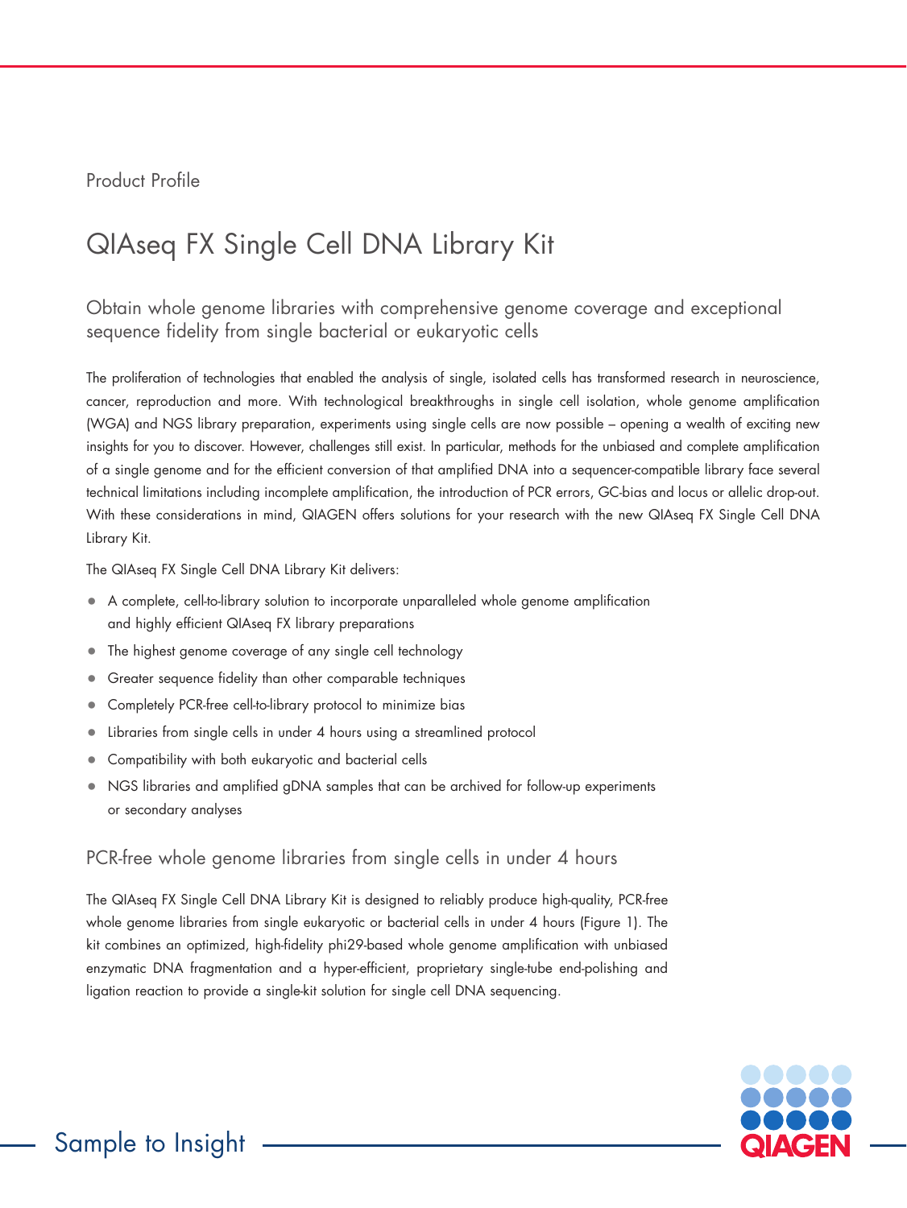Product Profile

# QIAseq FX Single Cell DNA Library Kit

## Obtain whole genome libraries with comprehensive genome coverage and exceptional sequence fidelity from single bacterial or eukaryotic cells

The proliferation of technologies that enabled the analysis of single, isolated cells has transformed research in neuroscience, cancer, reproduction and more. With technological breakthroughs in single cell isolation, whole genome amplification (WGA) and NGS library preparation, experiments using single cells are now possible – opening a wealth of exciting new insights for you to discover. However, challenges still exist. In particular, methods for the unbiased and complete amplification of a single genome and for the efficient conversion of that amplified DNA into a sequencer-compatible library face several technical limitations including incomplete amplification, the introduction of PCR errors, GC-bias and locus or allelic drop-out. With these considerations in mind, QIAGEN offers solutions for your research with the new QIAseq FX Single Cell DNA Library Kit.

The QIAseq FX Single Cell DNA Library Kit delivers:

- A complete, cell-to-library solution to incorporate unparalleled whole genome amplification and highly efficient QIAseq FX library preparations
- The highest genome coverage of any single cell technology
- Greater sequence fidelity than other comparable techniques
- Completely PCR-free cell-to-library protocol to minimize bias
- Libraries from single cells in under 4 hours using a streamlined protocol
- Compatibility with both eukaryotic and bacterial cells
- NGS libraries and amplified gDNA samples that can be archived for follow-up experiments or secondary analyses

## PCR-free whole genome libraries from single cells in under 4 hours

The QIAseq FX Single Cell DNA Library Kit is designed to reliably produce high-quality, PCR-free whole genome libraries from single eukaryotic or bacterial cells in under 4 hours (Figure 1). The kit combines an optimized, high-fidelity phi29-based whole genome amplification with unbiased enzymatic DNA fragmentation and a hyper-efficient, proprietary single-tube end-polishing and ligation reaction to provide a single-kit solution for single cell DNA sequencing.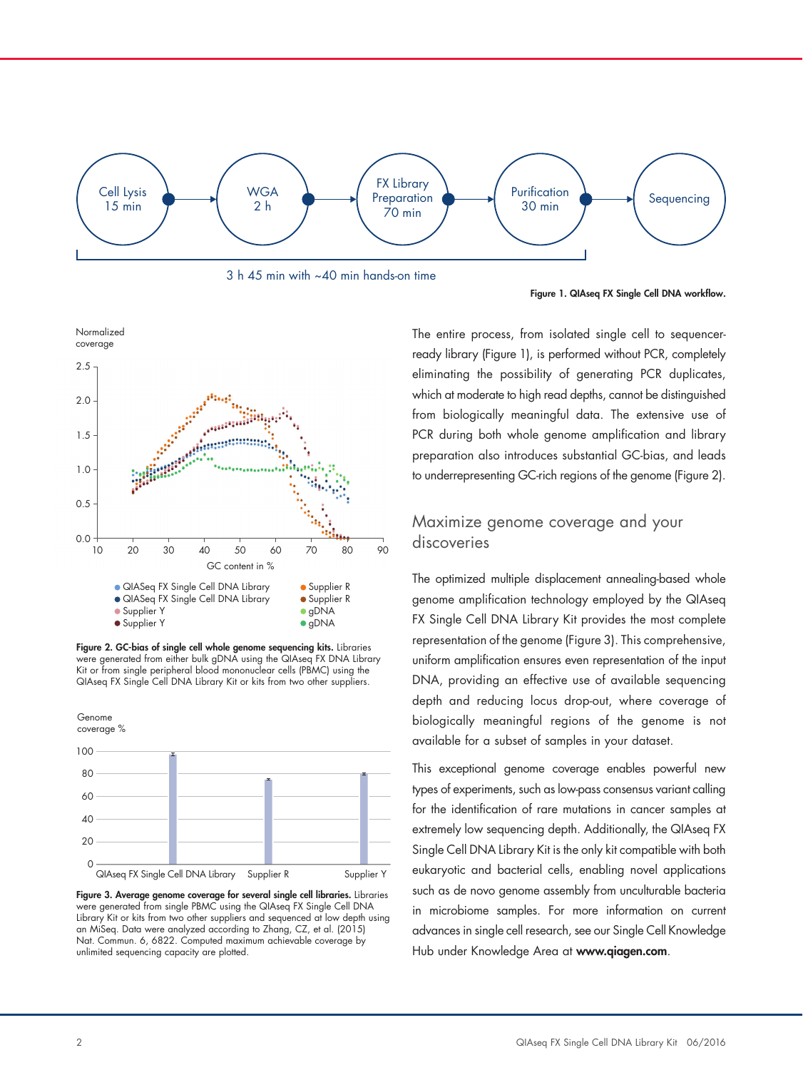Cell Lysis 15 min

WGA 2 h

FX Library Preparation 70 min

Purification 30 min

Sequencing

3 h 45 min with ~40 min hands-on time

**Figure 1. QIAseq FX Single Cell DNA workflow.**

Normalized coverage

2.5

2.0

1.5

1.0

0.5

0.0

10 20 30 40 50 60 70 80 90

GC content in %

- QIASeq FX Single Cell DNA Library
- QIASeq FX Single Cell DNA Library
- Supplier Y
- Supplier Y
- Supplier R
- Supplier R
- gDNA
- gDNA

**Figure 2. GC-bias of single cell whole genome sequencing kits.** Libraries were generated from either bulk gDNA using the QIAseq FX DNA Library Kit or from single peripheral blood mononuclear cells (PBMC) using the QIAseq FX Single Cell DNA Library Kit or kits from two other suppliers.

Genome coverage %

100

80

60

40

20

0

QIAseq FX Single Cell DNA Library Supplier R Supplier Y

**Figure 3. Average genome coverage for several single cell libraries.** Libraries were generated from single PBMC using the QIAseq FX Single Cell DNA Library Kit or kits from two other suppliers and sequenced at low depth using an MiSeq. Data were analyzed according to Zhang, CZ, et al. (2015) Nat. Commun. 6, 6822. Computed maximum achievable coverage by unlimited sequencing capacity are plotted.

The entire process, from isolated single cell to sequencer-ready library (Figure 1), is performed without PCR, completely eliminating the possibility of generating PCR duplicates, which at moderate to high read depths, cannot be distinguished from biologically meaningful data. The extensive use of PCR during both whole genome amplification and library preparation also introduces substantial GC-bias, and leads to underrepresenting GC-rich regions of the genome (Figure 2).

## Maximize genome coverage and your discoveries

The optimized multiple displacement annealing-based whole genome amplification technology employed by the QIAseq FX Single Cell DNA Library Kit provides the most complete representation of the genome (Figure 3). This comprehensive, uniform amplification ensures even representation of the input DNA, providing an effective use of available sequencing depth and reducing locus drop-out, where coverage of biologically meaningful regions of the genome is not available for a subset of samples in your dataset.

This exceptional genome coverage enables powerful new types of experiments, such as low-pass consensus variant calling for the identification of rare mutations in cancer samples at extremely low sequencing depth. Additionally, the QIAseq FX Single Cell DNA Library Kit is the only kit compatible with both eukaryotic and bacterial cells, enabling novel applications such as de novo genome assembly from unculturable bacteria in microbiome samples. For more information on current advances in single cell research, see our Single Cell Knowledge Hub under Knowledge Area at **www.qiagen.com**.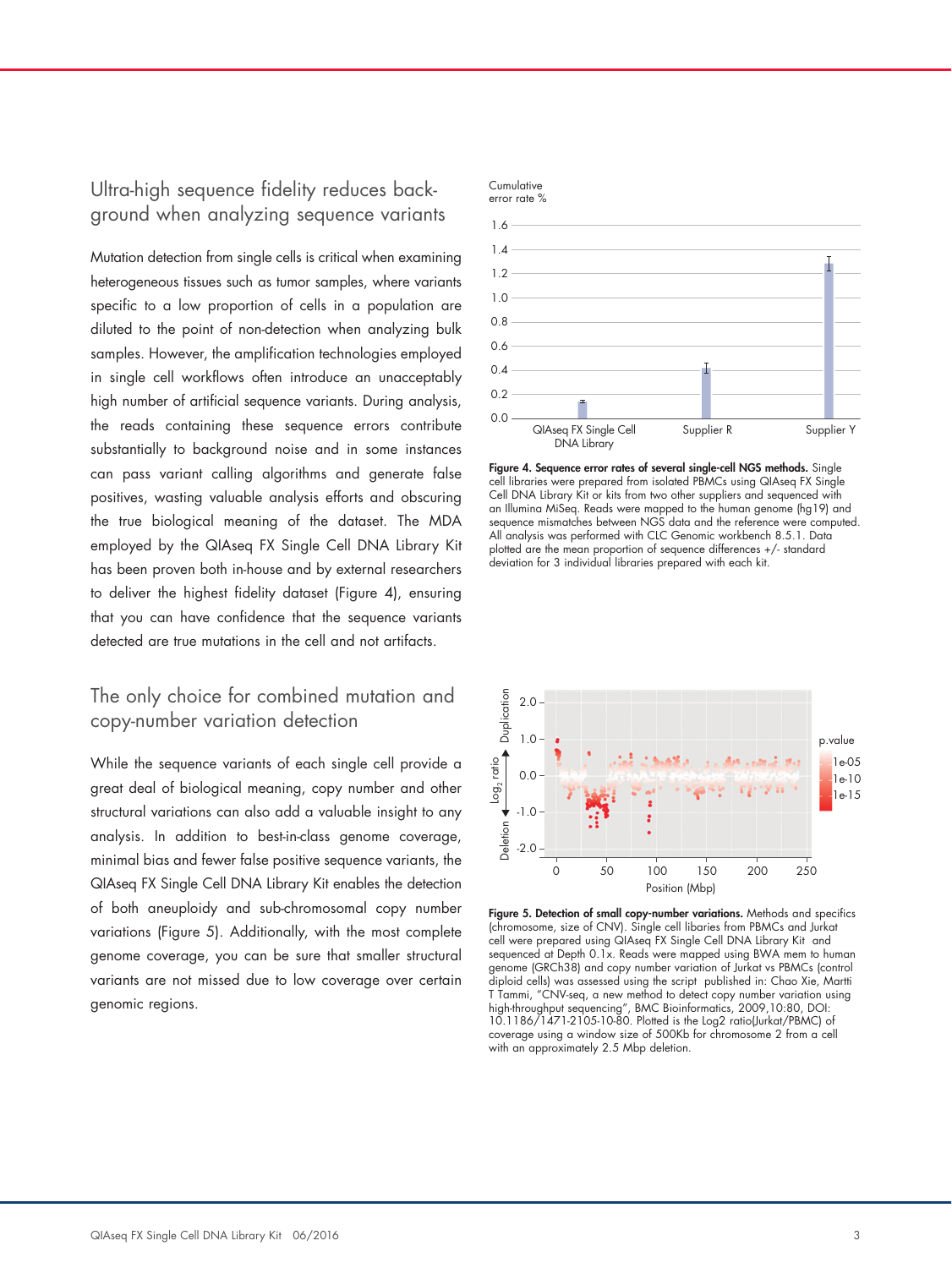## Ultra-high sequence fidelity reduces background when analyzing sequence variants

Mutation detection from single cells is critical when examining heterogeneous tissues such as tumor samples, where variants specific to a low proportion of cells in a population are diluted to the point of non-detection when analyzing bulk samples. However, the amplification technologies employed in single cell workflows often introduce an unacceptably high number of artificial sequence variants. During analysis, the reads containing these sequence errors contribute substantially to background noise and in some instances can pass variant calling algorithms and generate false positives, wasting valuable analysis efforts and obscuring the true biological meaning of the dataset. The MDA employed by the QIAseq FX Single Cell DNA Library Kit has been proven both in-house and by external researchers to deliver the highest fidelity dataset (Figure 4), ensuring that you can have confidence that the sequence variants detected are true mutations in the cell and not artifacts.

Cumulative error rate %

1.6
1.4
1.2
1.0
0.8
0.6
0.4
0.2
0.0

QIAseq FX Single Cell DNA Library
Supplier R
Supplier Y

**Figure 4. Sequence error rates of several single-cell NGS methods.** Single cell libraries were prepared from isolated PBMCs using QIAseq FX Single Cell DNA Library Kit or kits from two other suppliers and sequenced with an Illumina MiSeq. Reads were mapped to the human genome (hg19) and sequence mismatches between NGS data and the reference were computed. All analysis was performed with CLC Genomic workbench 8.5.1. Data plotted are the mean proportion of sequence differences +/- standard deviation for 3 individual libraries prepared with each kit.

## The only choice for combined mutation and copy-number variation detection

While the sequence variants of each single cell provide a great deal of biological meaning, copy number and other structural variations can also add a valuable insight to any analysis. In addition to best-in-class genome coverage, minimal bias and fewer false positive sequence variants, the QIAseq FX Single Cell DNA Library Kit enables the detection of both aneuploidy and sub-chromosomal copy number variations (Figure 5). Additionally, with the most complete genome coverage, you can be sure that smaller structural variants are not missed due to low coverage over certain genomic regions.

Duplication
Log$_2$ ratio
Deletion

2.0
1.0
0.0
-1.0
-2.0

0
50
100
150
200
250

Position (Mbp)

p.value
1e-05
1e-10
1e-15

**Figure 5. Detection of small copy-number variations.** Methods and specifics (chromosome, size of CNV). Single cell libaries from PBMCs and Jurkat cell were prepared using QIAseq FX Single Cell DNA Library Kit and sequenced at Depth 0.1x. Reads were mapped using BWA mem to human genome (GRCh38) and copy number variation of Jurkat vs PBMCs (control diploid cells) was assessed using the script published in: Chao Xie, Martti T Tammi, "CNV-seq, a new method to detect copy number variation using high-throughput sequencing", BMC Bioinformatics, 2009,10:80, DOI: 10.1186/1471-2105-10-80. Plotted is the Log2 ratio(Jurkat/PBMC) of coverage using a window size of 500Kb for chromosome 2 from a cell with an approximately 2.5 Mbp deletion.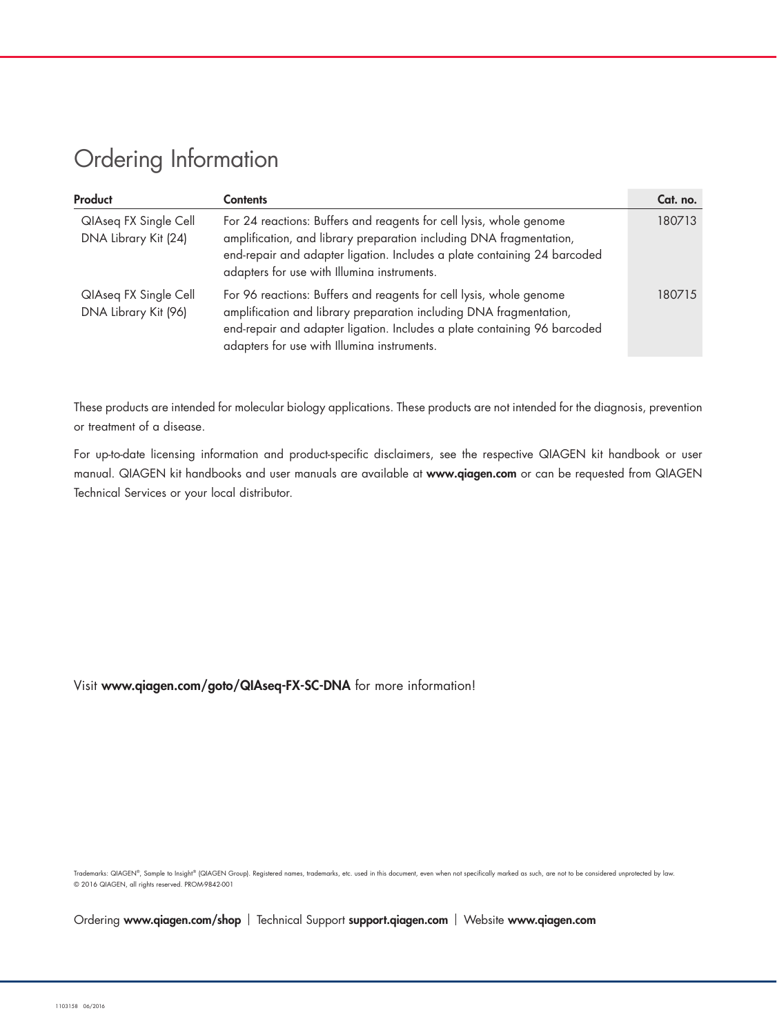# Ordering Information

| Product | Contents | Cat. no. |
| --- | --- | --- |
| QIAseq FX Single Cell DNA Library Kit (24) | For 24 reactions: Buffers and reagents for cell lysis, whole genome amplification, and library preparation including DNA fragmentation, end-repair and adapter ligation. Includes a plate containing 24 barcoded adapters for use with Illumina instruments. | 180713 |
| QIAseq FX Single Cell DNA Library Kit (96) | For 96 reactions: Buffers and reagents for cell lysis, whole genome amplification and library preparation including DNA fragmentation, end-repair and adapter ligation. Includes a plate containing 96 barcoded adapters for use with Illumina instruments. | 180715 |

These products are intended for molecular biology applications. These products are not intended for the diagnosis, prevention or treatment of a disease.

For up-to-date licensing information and product-specific disclaimers, see the respective QIAGEN kit handbook or user manual. QIAGEN kit handbooks and user manuals are available at **www.qiagen.com** or can be requested from QIAGEN Technical Services or your local distributor.

Visit **www.qiagen.com/goto/QIAseq-FX-SC-DNA** for more information!

Trademarks: QIAGEN®, Sample to Insight® (QIAGEN Group). Registered names, trademarks, etc. used in this document, even when not specifically marked as such, are not to be considered unprotected by law.
© 2016 QIAGEN, all rights reserved. PROM-9842-001

Ordering **www.qiagen.com/shop** | Technical Support **support.qiagen.com** | Website **www.qiagen.com**

1103158 06/2016